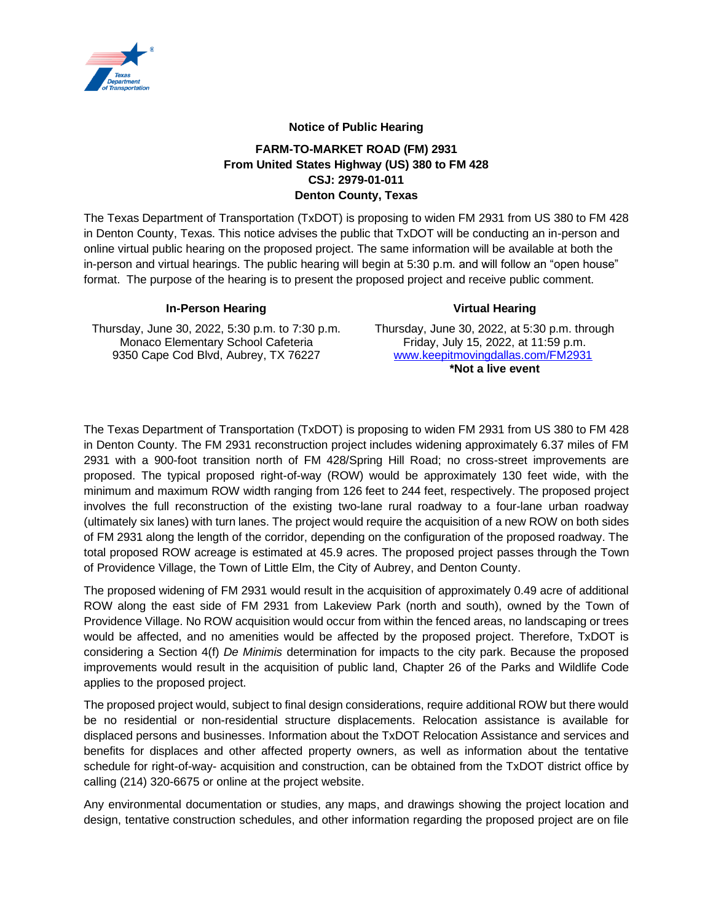**Notice of Public Hearing**

**FARM-TO-MARKET ROAD (FM) 2931**
**From United States Highway (US) 380 to FM 428**
**CSJ: 2979-01-011**
**Denton County, Texas**

The Texas Department of Transportation (TxDOT) is proposing to widen FM 2931 from US 380 to FM 428 in Denton County, Texas. This notice advises the public that TxDOT will be conducting an in-person and online virtual public hearing on the proposed project. The same information will be available at both the in-person and virtual hearings. The public hearing will begin at 5:30 p.m. and will follow an "open house" format. The purpose of the hearing is to present the proposed project and receive public comment.

**In-Person Hearing**

Thursday, June 30, 2022, 5:30 p.m. to 7:30 p.m.
Monaco Elementary School Cafeteria
9350 Cape Cod Blvd, Aubrey, TX 76227

**Virtual Hearing**

Thursday, June 30, 2022, at 5:30 p.m. through
Friday, July 15, 2022, at 11:59 p.m.
[www.keepitmovingdallas.com/FM2931](http://www.keepitmovingdallas.com/FM2931)
**\*Not a live event**

The Texas Department of Transportation (TxDOT) is proposing to widen FM 2931 from US 380 to FM 428 in Denton County. The FM 2931 reconstruction project includes widening approximately 6.37 miles of FM 2931 with a 900-foot transition north of FM 428/Spring Hill Road; no cross-street improvements are proposed. The typical proposed right-of-way (ROW) would be approximately 130 feet wide, with the minimum and maximum ROW width ranging from 126 feet to 244 feet, respectively. The proposed project involves the full reconstruction of the existing two-lane rural roadway to a four-lane urban roadway (ultimately six lanes) with turn lanes. The project would require the acquisition of a new ROW on both sides of FM 2931 along the length of the corridor, depending on the configuration of the proposed roadway. The total proposed ROW acreage is estimated at 45.9 acres. The proposed project passes through the Town of Providence Village, the Town of Little Elm, the City of Aubrey, and Denton County.

The proposed widening of FM 2931 would result in the acquisition of approximately 0.49 acre of additional ROW along the east side of FM 2931 from Lakeview Park (north and south), owned by the Town of Providence Village. No ROW acquisition would occur from within the fenced areas, no landscaping or trees would be affected, and no amenities would be affected by the proposed project. Therefore, TxDOT is considering a Section 4(f) *De Minimis* determination for impacts to the city park. Because the proposed improvements would result in the acquisition of public land, Chapter 26 of the Parks and Wildlife Code applies to the proposed project.

The proposed project would, subject to final design considerations, require additional ROW but there would be no residential or non-residential structure displacements. Relocation assistance is available for displaced persons and businesses. Information about the TxDOT Relocation Assistance and services and benefits for displaces and other affected property owners, as well as information about the tentative schedule for right-of-way- acquisition and construction, can be obtained from the TxDOT district office by calling (214) 320-6675 or online at the project website.

Any environmental documentation or studies, any maps, and drawings showing the project location and design, tentative construction schedules, and other information regarding the proposed project are on file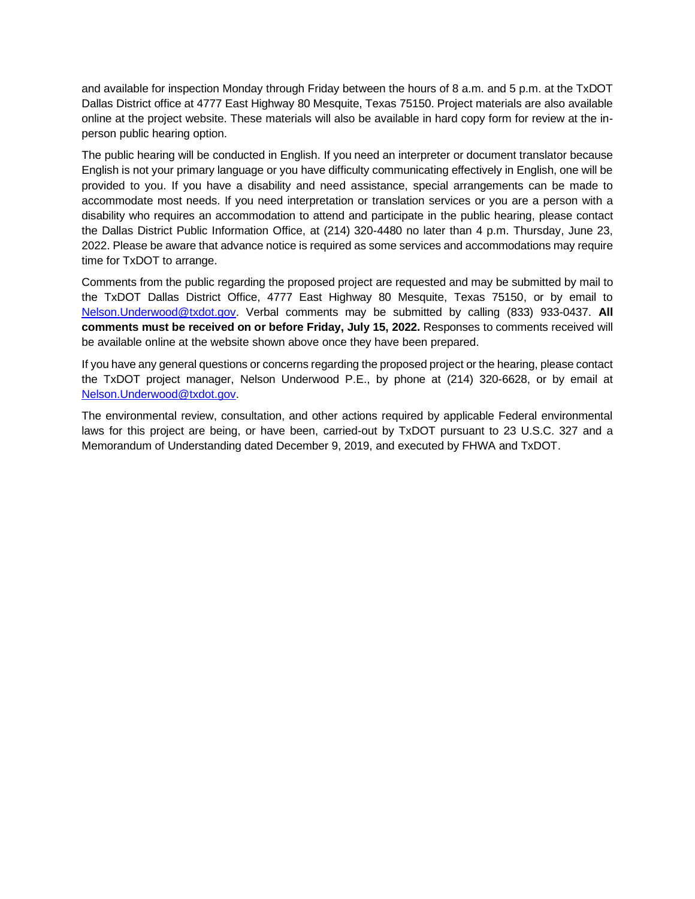and available for inspection Monday through Friday between the hours of 8 a.m. and 5 p.m. at the TxDOT Dallas District office at 4777 East Highway 80 Mesquite, Texas 75150. Project materials are also available online at the project website. These materials will also be available in hard copy form for review at the in-person public hearing option.

The public hearing will be conducted in English. If you need an interpreter or document translator because English is not your primary language or you have difficulty communicating effectively in English, one will be provided to you. If you have a disability and need assistance, special arrangements can be made to accommodate most needs. If you need interpretation or translation services or you are a person with a disability who requires an accommodation to attend and participate in the public hearing, please contact the Dallas District Public Information Office, at (214) 320-4480 no later than 4 p.m. Thursday, June 23, 2022. Please be aware that advance notice is required as some services and accommodations may require time for TxDOT to arrange.

Comments from the public regarding the proposed project are requested and may be submitted by mail to the TxDOT Dallas District Office, 4777 East Highway 80 Mesquite, Texas 75150, or by email to Nelson.Underwood@txdot.gov. Verbal comments may be submitted by calling (833) 933-0437. **All comments must be received on or before Friday, July 15, 2022.** Responses to comments received will be available online at the website shown above once they have been prepared.

If you have any general questions or concerns regarding the proposed project or the hearing, please contact the TxDOT project manager, Nelson Underwood P.E., by phone at (214) 320-6628, or by email at Nelson.Underwood@txdot.gov.

The environmental review, consultation, and other actions required by applicable Federal environmental laws for this project are being, or have been, carried-out by TxDOT pursuant to 23 U.S.C. 327 and a Memorandum of Understanding dated December 9, 2019, and executed by FHWA and TxDOT.